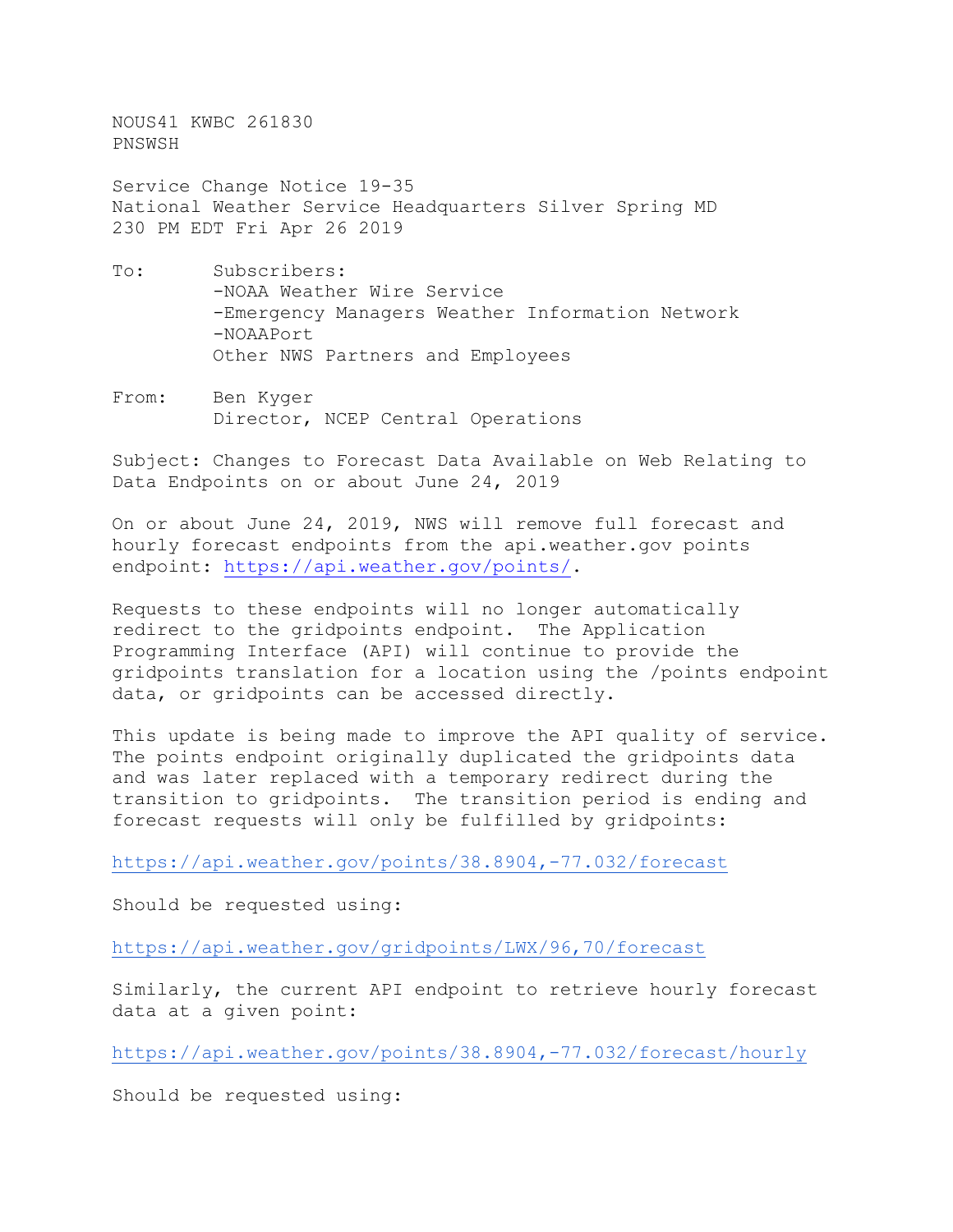NOUS41 KWBC 261830
PNSWSH

Service Change Notice 19-35
National Weather Service Headquarters Silver Spring MD
230 PM EDT Fri Apr 26 2019

To: Subscribers:
-NOAA Weather Wire Service
-Emergency Managers Weather Information Network
-NOAAPort
Other NWS Partners and Employees

From: Ben Kyger
Director, NCEP Central Operations

Subject: Changes to Forecast Data Available on Web Relating to Data Endpoints on or about June 24, 2019

On or about June 24, 2019, NWS will remove full forecast and hourly forecast endpoints from the api.weather.gov points endpoint: https://api.weather.gov/points/.

Requests to these endpoints will no longer automatically redirect to the gridpoints endpoint. The Application Programming Interface (API) will continue to provide the gridpoints translation for a location using the /points endpoint data, or gridpoints can be accessed directly.

This update is being made to improve the API quality of service. The points endpoint originally duplicated the gridpoints data and was later replaced with a temporary redirect during the transition to gridpoints. The transition period is ending and forecast requests will only be fulfilled by gridpoints:

https://api.weather.gov/points/38.8904,-77.032/forecast

Should be requested using:

https://api.weather.gov/gridpoints/LWX/96,70/forecast

Similarly, the current API endpoint to retrieve hourly forecast data at a given point:

https://api.weather.gov/points/38.8904,-77.032/forecast/hourly

Should be requested using: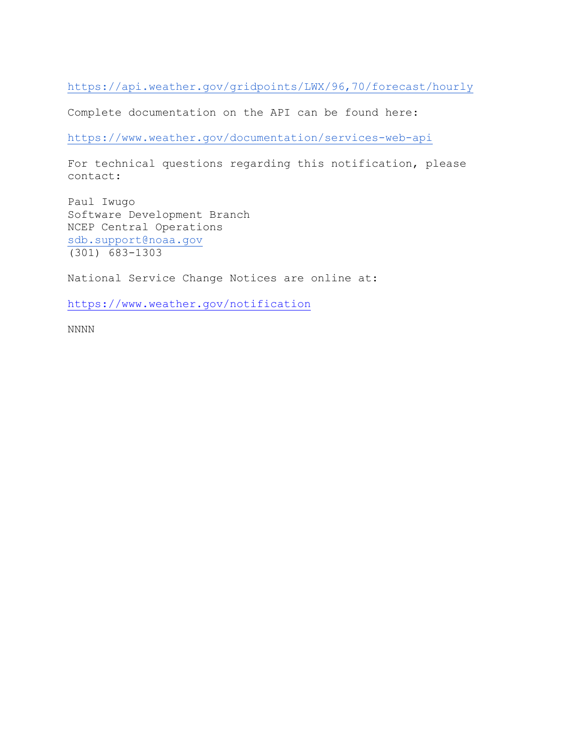https://api.weather.gov/gridpoints/LWX/96,70/forecast/hourly

Complete documentation on the API can be found here:

https://www.weather.gov/documentation/services-web-api

For technical questions regarding this notification, please contact:

Paul Iwugo  
Software Development Branch  
NCEP Central Operations  
sdb.support@noaa.gov  
(301) 683-1303

National Service Change Notices are online at:

https://www.weather.gov/notification

NNNN